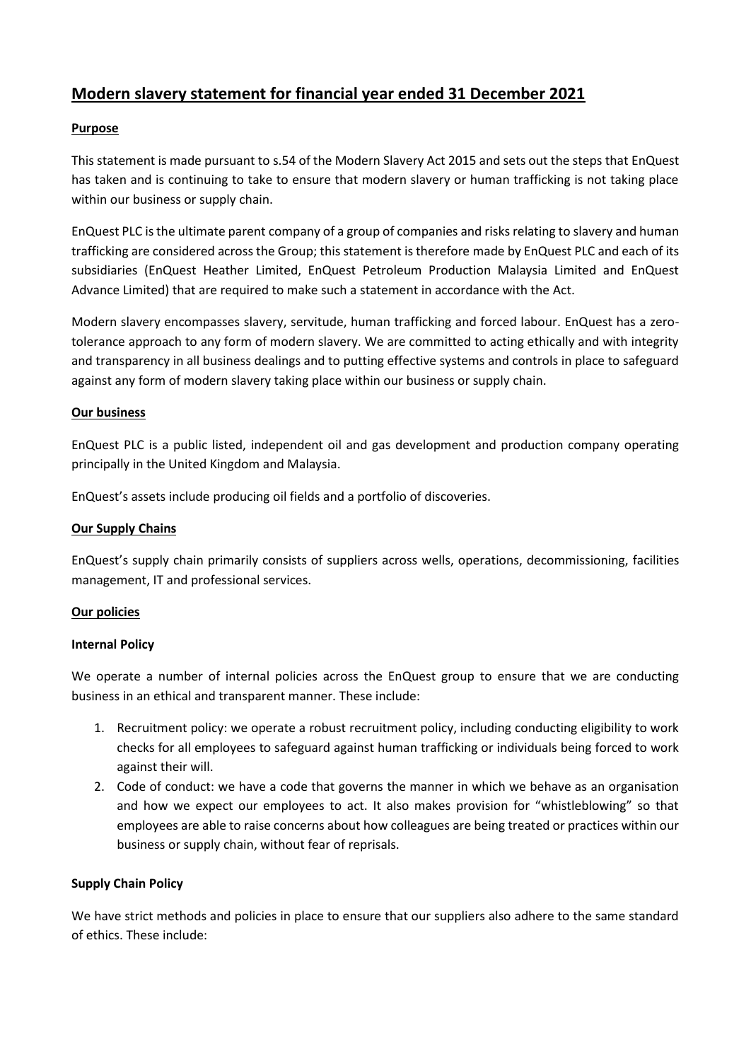# Modern slavery statement for financial year ended 31 December 2021

## Purpose

This statement is made pursuant to s.54 of the Modern Slavery Act 2015 and sets out the steps that EnQuest has taken and is continuing to take to ensure that modern slavery or human trafficking is not taking place within our business or supply chain.

EnQuest PLC is the ultimate parent company of a group of companies and risks relating to slavery and human trafficking are considered across the Group; this statement is therefore made by EnQuest PLC and each of its subsidiaries (EnQuest Heather Limited, EnQuest Petroleum Production Malaysia Limited and EnQuest Advance Limited) that are required to make such a statement in accordance with the Act.

Modern slavery encompasses slavery, servitude, human trafficking and forced labour. EnQuest has a zero-tolerance approach to any form of modern slavery. We are committed to acting ethically and with integrity and transparency in all business dealings and to putting effective systems and controls in place to safeguard against any form of modern slavery taking place within our business or supply chain.

## Our business

EnQuest PLC is a public listed, independent oil and gas development and production company operating principally in the United Kingdom and Malaysia.

EnQuest's assets include producing oil fields and a portfolio of discoveries.

## Our Supply Chains

EnQuest's supply chain primarily consists of suppliers across wells, operations, decommissioning, facilities management, IT and professional services.

## Our policies

### Internal Policy

We operate a number of internal policies across the EnQuest group to ensure that we are conducting business in an ethical and transparent manner. These include:

1. Recruitment policy: we operate a robust recruitment policy, including conducting eligibility to work checks for all employees to safeguard against human trafficking or individuals being forced to work against their will.
2. Code of conduct: we have a code that governs the manner in which we behave as an organisation and how we expect our employees to act. It also makes provision for "whistleblowing" so that employees are able to raise concerns about how colleagues are being treated or practices within our business or supply chain, without fear of reprisals.

### Supply Chain Policy

We have strict methods and policies in place to ensure that our suppliers also adhere to the same standard of ethics. These include: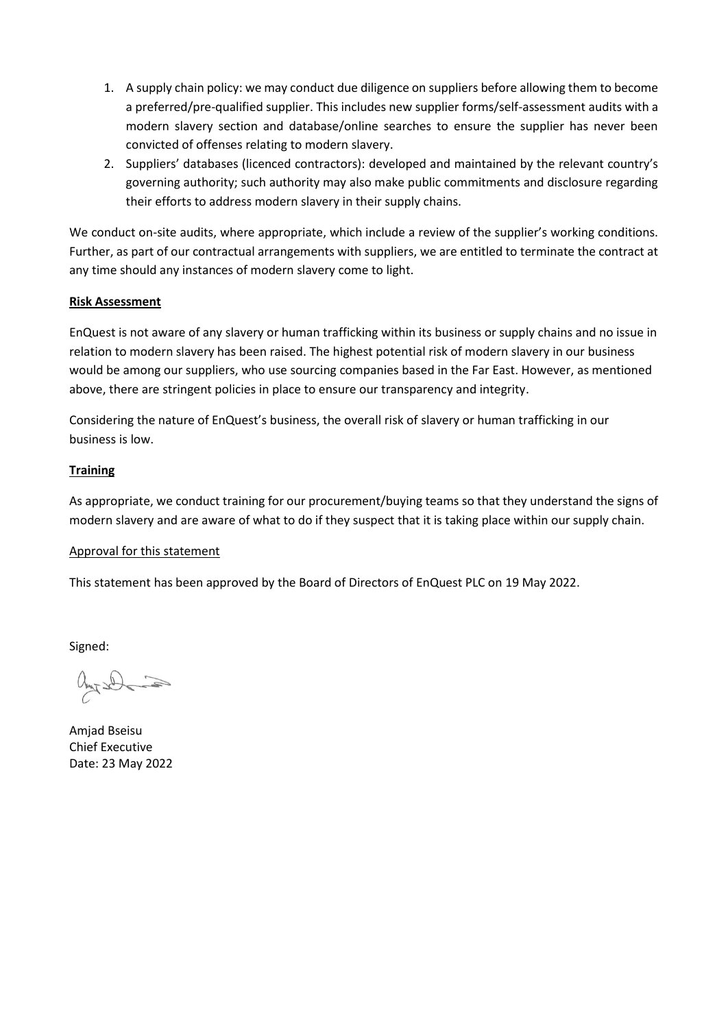1. A supply chain policy: we may conduct due diligence on suppliers before allowing them to become a preferred/pre-qualified supplier. This includes new supplier forms/self-assessment audits with a modern slavery section and database/online searches to ensure the supplier has never been convicted of offenses relating to modern slavery.
2. Suppliers' databases (licenced contractors): developed and maintained by the relevant country's governing authority; such authority may also make public commitments and disclosure regarding their efforts to address modern slavery in their supply chains.

We conduct on-site audits, where appropriate, which include a review of the supplier's working conditions. Further, as part of our contractual arrangements with suppliers, we are entitled to terminate the contract at any time should any instances of modern slavery come to light.

**Risk Assessment**

EnQuest is not aware of any slavery or human trafficking within its business or supply chains and no issue in relation to modern slavery has been raised. The highest potential risk of modern slavery in our business would be among our suppliers, who use sourcing companies based in the Far East. However, as mentioned above, there are stringent policies in place to ensure our transparency and integrity.

Considering the nature of EnQuest's business, the overall risk of slavery or human trafficking in our business is low.

**Training**

As appropriate, we conduct training for our procurement/buying teams so that they understand the signs of modern slavery and are aware of what to do if they suspect that it is taking place within our supply chain.

Approval for this statement

This statement has been approved by the Board of Directors of EnQuest PLC on 19 May 2022.

Signed:

Amjad Bseisu
Chief Executive
Date: 23 May 2022